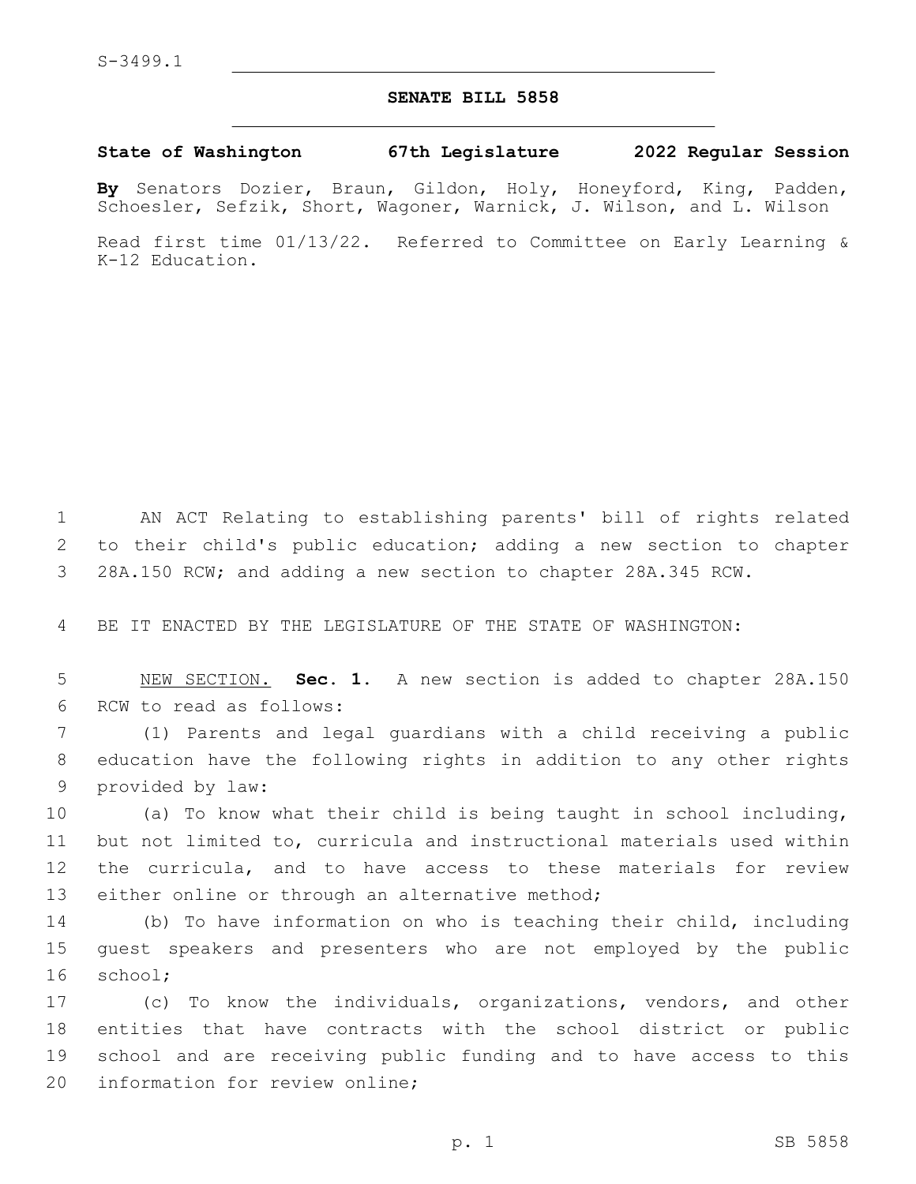S-3499.1

# SENATE BILL 5858

**State of Washington 67th Legislature 2022 Regular Session**

**By** Senators Dozier, Braun, Gildon, Holy, Honeyford, King, Padden, Schoesler, Sefzik, Short, Wagoner, Warnick, J. Wilson, and L. Wilson

Read first time 01/13/22. Referred to Committee on Early Learning & K-12 Education.

AN ACT Relating to establishing parents' bill of rights related to their child's public education; adding a new section to chapter 28A.150 RCW; and adding a new section to chapter 28A.345 RCW.

BE IT ENACTED BY THE LEGISLATURE OF THE STATE OF WASHINGTON:

NEW SECTION. **Sec. 1.** A new section is added to chapter 28A.150 RCW to read as follows:

(1) Parents and legal guardians with a child receiving a public education have the following rights in addition to any other rights provided by law:

(a) To know what their child is being taught in school including, but not limited to, curricula and instructional materials used within the curricula, and to have access to these materials for review either online or through an alternative method;

(b) To have information on who is teaching their child, including guest speakers and presenters who are not employed by the public school;

(c) To know the individuals, organizations, vendors, and other entities that have contracts with the school district or public school and are receiving public funding and to have access to this information for review online;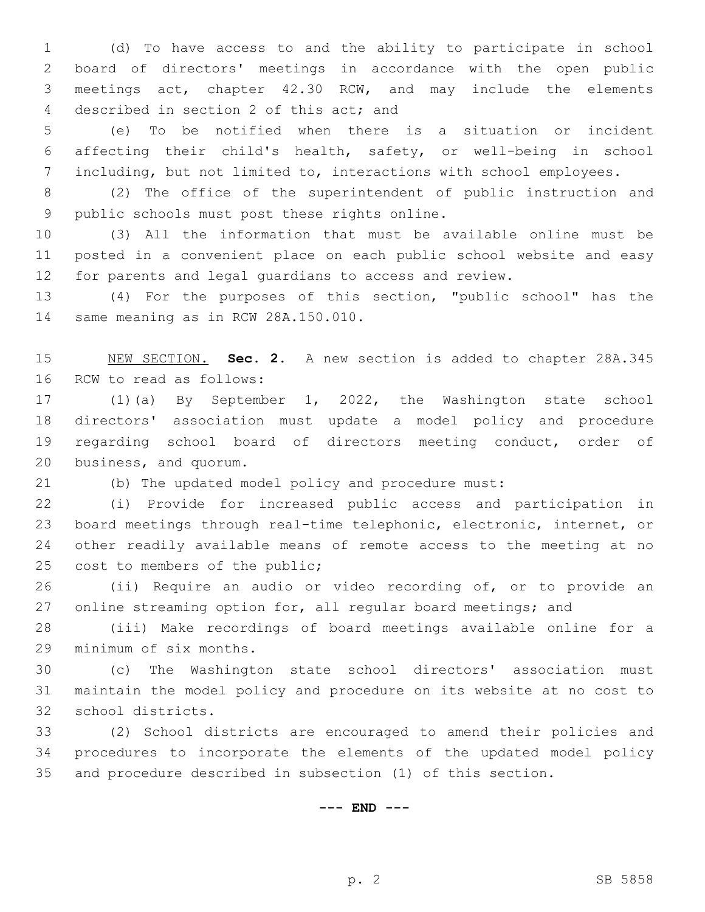(d) To have access to and the ability to participate in school board of directors' meetings in accordance with the open public meetings act, chapter 42.30 RCW, and may include the elements described in section 2 of this act; and

(e) To be notified when there is a situation or incident affecting their child's health, safety, or well-being in school including, but not limited to, interactions with school employees.

(2) The office of the superintendent of public instruction and public schools must post these rights online.

(3) All the information that must be available online must be posted in a convenient place on each public school website and easy for parents and legal guardians to access and review.

(4) For the purposes of this section, "public school" has the same meaning as in RCW 28A.150.010.

NEW SECTION. **Sec. 2.** A new section is added to chapter 28A.345 RCW to read as follows:

(1)(a) By September 1, 2022, the Washington state school directors' association must update a model policy and procedure regarding school board of directors meeting conduct, order of business, and quorum.

(b) The updated model policy and procedure must:

(i) Provide for increased public access and participation in board meetings through real-time telephonic, electronic, internet, or other readily available means of remote access to the meeting at no cost to members of the public;

(ii) Require an audio or video recording of, or to provide an online streaming option for, all regular board meetings; and

(iii) Make recordings of board meetings available online for a minimum of six months.

(c) The Washington state school directors' association must maintain the model policy and procedure on its website at no cost to school districts.

(2) School districts are encouraged to amend their policies and procedures to incorporate the elements of the updated model policy and procedure described in subsection (1) of this section.

**--- END ---**